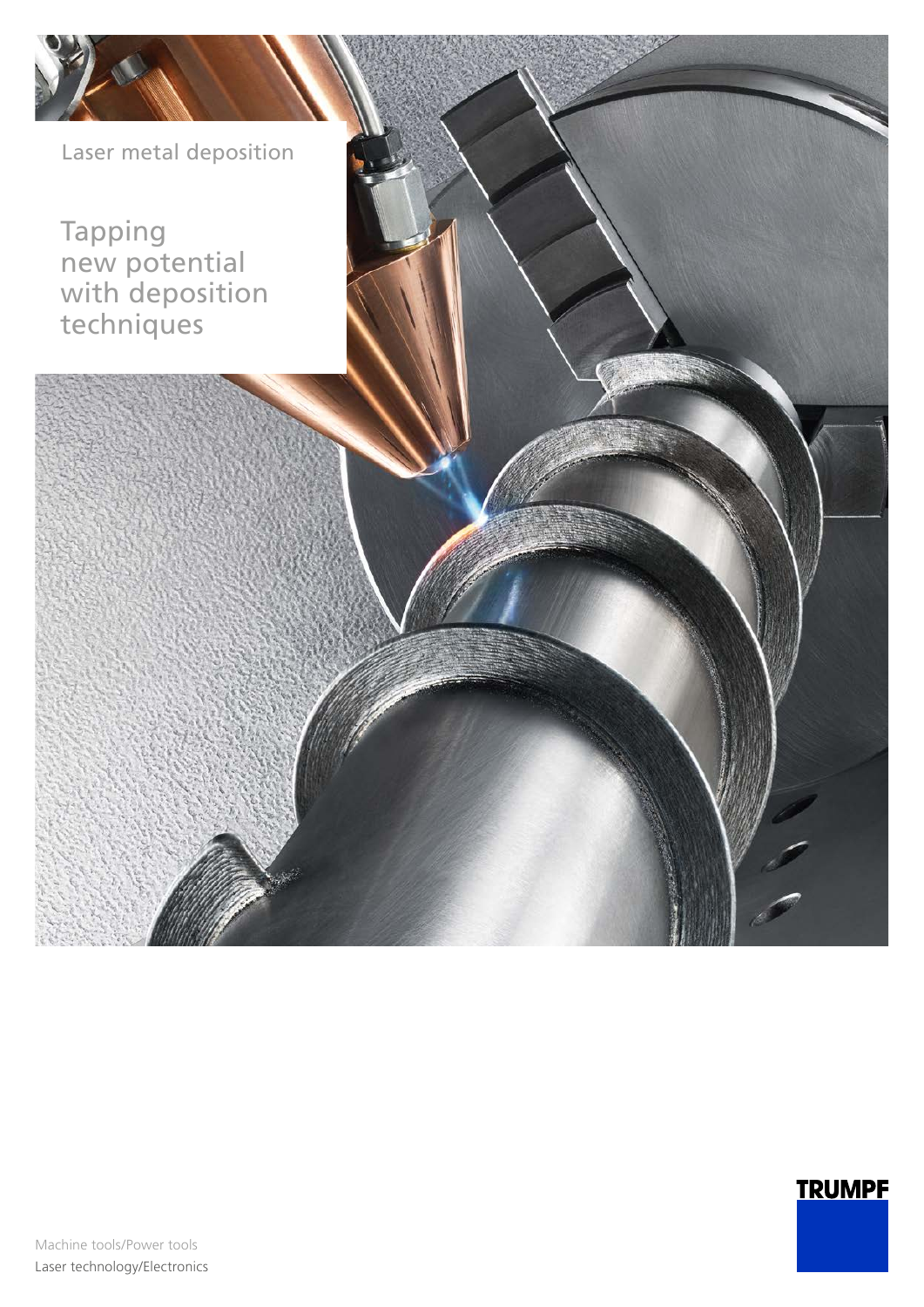Laser metal deposition

# Tapping new potential with deposition techniques

TRUMPF

Machine tools/Power tools

Laser technology/Electronics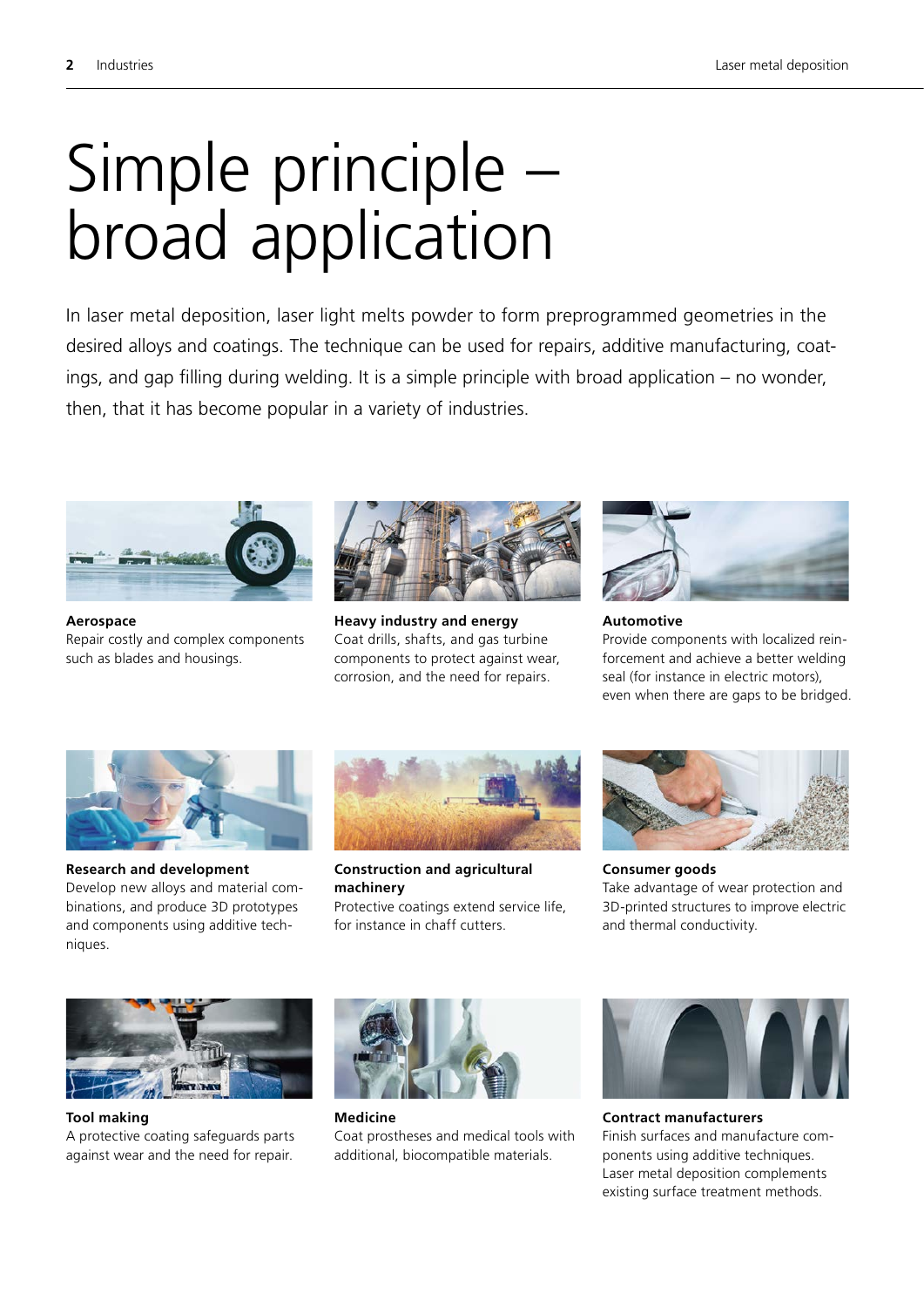# Simple principle – broad application

In laser metal deposition, laser light melts powder to form preprogrammed geometries in the desired alloys and coatings. The technique can be used for repairs, additive manufacturing, coatings, and gap filling during welding. It is a simple principle with broad application – no wonder, then, that it has become popular in a variety of industries.

**Aerospace**
Repair costly and complex components such as blades and housings.

**Heavy industry and energy**
Coat drills, shafts, and gas turbine components to protect against wear, corrosion, and the need for repairs.

**Automotive**
Provide components with localized reinforcement and achieve a better welding seal (for instance in electric motors), even when there are gaps to be bridged.

**Research and development**
Develop new alloys and material combinations, and produce 3D prototypes and components using additive techniques.

**Construction and agricultural machinery**
Protective coatings extend service life, for instance in chaff cutters.

**Consumer goods**
Take advantage of wear protection and 3D-printed structures to improve electric and thermal conductivity.

**Tool making**
A protective coating safeguards parts against wear and the need for repair.

**Medicine**
Coat prostheses and medical tools with additional, biocompatible materials.

**Contract manufacturers**
Finish surfaces and manufacture components using additive techniques. Laser metal deposition complements existing surface treatment methods.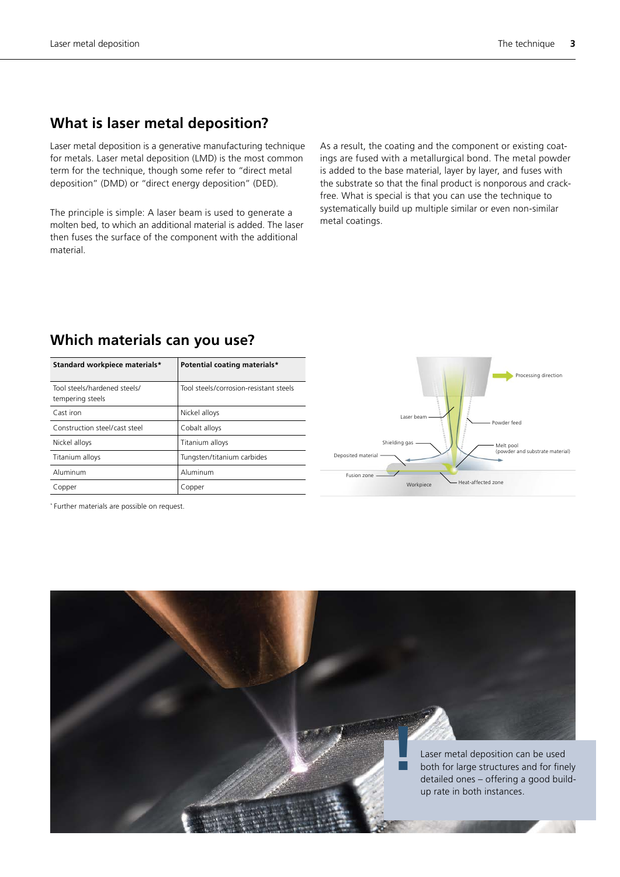## What is laser metal deposition?

Laser metal deposition is a generative manufacturing technique for metals. Laser metal deposition (LMD) is the most common term for the technique, though some refer to “direct metal deposition” (DMD) or “direct energy deposition” (DED).

The principle is simple: A laser beam is used to generate a molten bed, to which an additional material is added. The laser then fuses the surface of the component with the additional material.

As a result, the coating and the component or existing coatings are fused with a metallurgical bond. The metal powder is added to the base material, layer by layer, and fuses with the substrate so that the final product is nonporous and crack-free. What is special is that you can use the technique to systematically build up multiple similar or even non-similar metal coatings.

## Which materials can you use?

| Standard workpiece materials* | Potential coating materials* |
|---|---|
| Tool steels/hardened steels/ tempering steels | Tool steels/corrosion-resistant steels |
| Cast iron | Nickel alloys |
| Construction steel/cast steel | Cobalt alloys |
| Nickel alloys | Titanium alloys |
| Titanium alloys | Tungsten/titanium carbides |
| Aluminum | Aluminum |
| Copper | Copper |

* Further materials are possible on request.

Processing direction
Laser beam
Powder feed
Shielding gas
Melt pool (powder and substrate material)
Deposited material
Fusion zone
Workpiece
Heat-affected zone

Laser metal deposition can be used both for large structures and for finely detailed ones – offering a good build-up rate in both instances.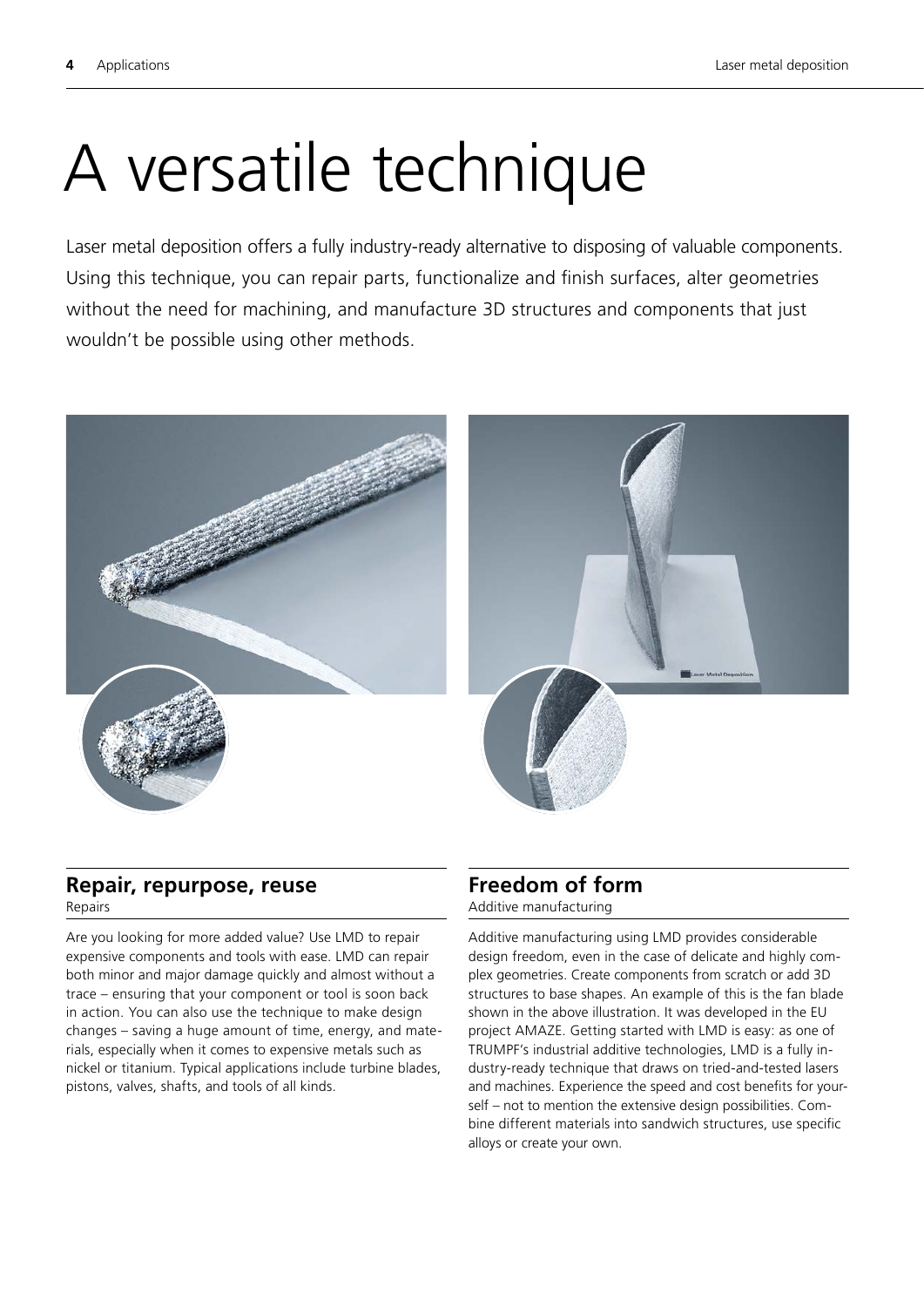# A versatile technique

Laser metal deposition offers a fully industry-ready alternative to disposing of valuable components. Using this technique, you can repair parts, functionalize and finish surfaces, alter geometries without the need for machining, and manufacture 3D structures and components that just wouldn't be possible using other methods.

## Repair, repurpose, reuse

Repairs

Are you looking for more added value? Use LMD to repair expensive components and tools with ease. LMD can repair both minor and major damage quickly and almost without a trace – ensuring that your component or tool is soon back in action. You can also use the technique to make design changes – saving a huge amount of time, energy, and materials, especially when it comes to expensive metals such as nickel or titanium. Typical applications include turbine blades, pistons, valves, shafts, and tools of all kinds.

## Freedom of form

Additive manufacturing

Additive manufacturing using LMD provides considerable design freedom, even in the case of delicate and highly complex geometries. Create components from scratch or add 3D structures to base shapes. An example of this is the fan blade shown in the above illustration. It was developed in the EU project AMAZE. Getting started with LMD is easy: as one of TRUMPF's industrial additive technologies, LMD is a fully industry-ready technique that draws on tried-and-tested lasers and machines. Experience the speed and cost benefits for yourself – not to mention the extensive design possibilities. Combine different materials into sandwich structures, use specific alloys or create your own.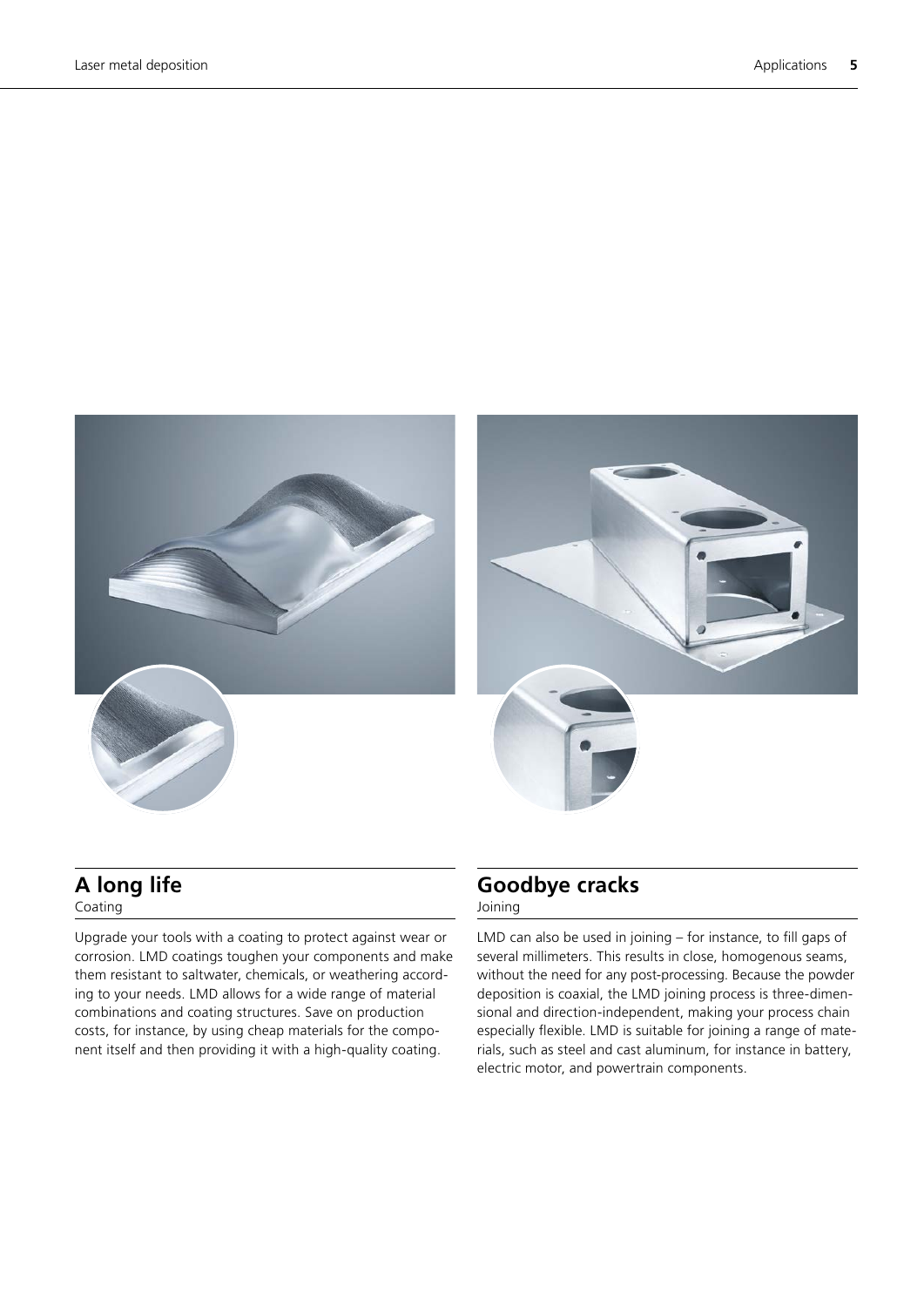## A long life

Coating

Upgrade your tools with a coating to protect against wear or corrosion. LMD coatings toughen your components and make them resistant to saltwater, chemicals, or weathering according to your needs. LMD allows for a wide range of material combinations and coating structures. Save on production costs, for instance, by using cheap materials for the component itself and then providing it with a high-quality coating.

## Goodbye cracks

Joining

LMD can also be used in joining – for instance, to fill gaps of several millimeters. This results in close, homogenous seams, without the need for any post-processing. Because the powder deposition is coaxial, the LMD joining process is three-dimensional and direction-independent, making your process chain especially flexible. LMD is suitable for joining a range of materials, such as steel and cast aluminum, for instance in battery, electric motor, and powertrain components.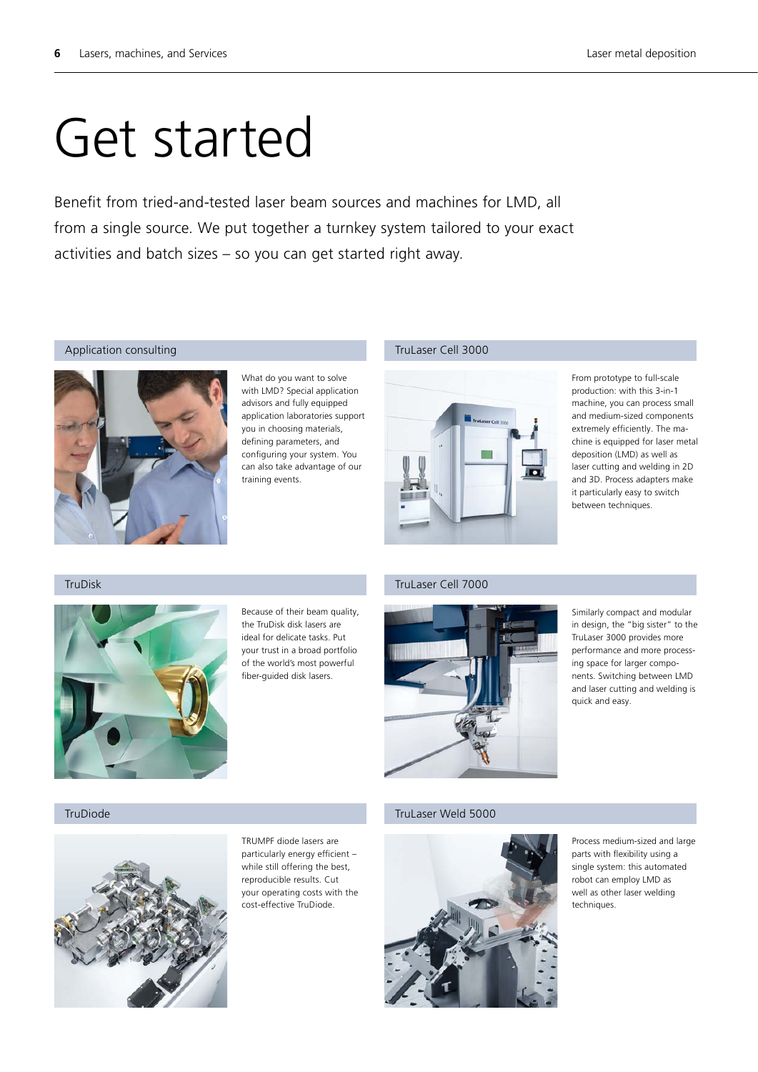# Get started

Benefit from tried-and-tested laser beam sources and machines for LMD, all from a single source. We put together a turnkey system tailored to your exact activities and batch sizes – so you can get started right away.

## Application consulting

What do you want to solve with LMD? Special application advisors and fully equipped application laboratories support you in choosing materials, defining parameters, and configuring your system. You can also take advantage of our training events.

## TruLaser Cell 3000

From prototype to full-scale production: with this 3-in-1 machine, you can process small and medium-sized components extremely efficiently. The machine is equipped for laser metal deposition (LMD) as well as laser cutting and welding in 2D and 3D. Process adapters make it particularly easy to switch between techniques.

## TruDisk

Because of their beam quality, the TruDisk disk lasers are ideal for delicate tasks. Put your trust in a broad portfolio of the world's most powerful fiber-guided disk lasers.

## TruLaser Cell 7000

Similarly compact and modular in design, the "big sister" to the TruLaser 3000 provides more performance and more processing space for larger components. Switching between LMD and laser cutting and welding is quick and easy.

## TruDiode

TRUMPF diode lasers are particularly energy efficient – while still offering the best, reproducible results. Cut your operating costs with the cost-effective TruDiode.

## TruLaser Weld 5000

Process medium-sized and large parts with flexibility using a single system: this automated robot can employ LMD as well as other laser welding techniques.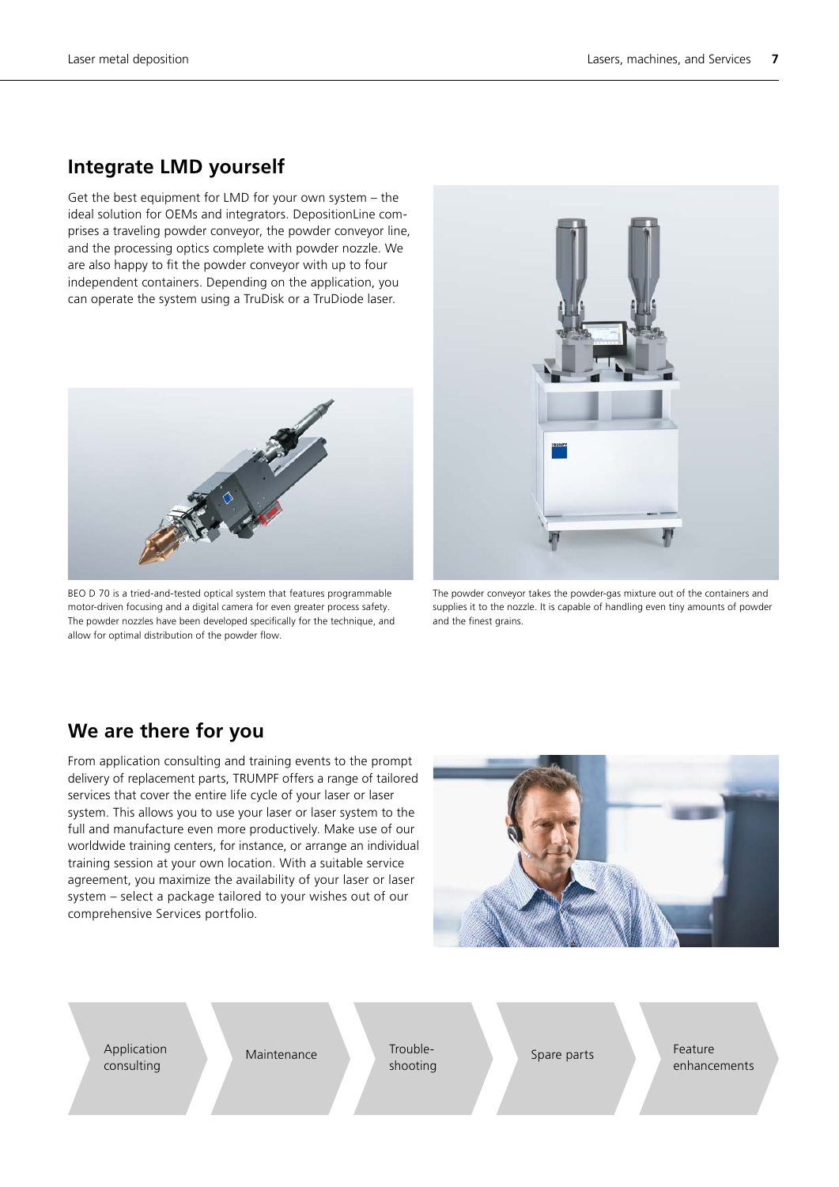## Integrate LMD yourself

Get the best equipment for LMD for your own system – the ideal solution for OEMs and integrators. DepositionLine comprises a traveling powder conveyor, the powder conveyor line, and the processing optics complete with powder nozzle. We are also happy to fit the powder conveyor with up to four independent containers. Depending on the application, you can operate the system using a TruDisk or a TruDiode laser.

BEO D 70 is a tried-and-tested optical system that features programmable motor-driven focusing and a digital camera for even greater process safety. The powder nozzles have been developed specifically for the technique, and allow for optimal distribution of the powder flow.

The powder conveyor takes the powder-gas mixture out of the containers and supplies it to the nozzle. It is capable of handling even tiny amounts of powder and the finest grains.

## We are there for you

From application consulting and training events to the prompt delivery of replacement parts, TRUMPF offers a range of tailored services that cover the entire life cycle of your laser or laser system. This allows you to use your laser or laser system to the full and manufacture even more productively. Make use of our worldwide training centers, for instance, or arrange an individual training session at your own location. With a suitable service agreement, you maximize the availability of your laser or laser system – select a package tailored to your wishes out of our comprehensive Services portfolio.

Application consulting → Maintenance → Trouble-shooting → Spare parts → Feature enhancements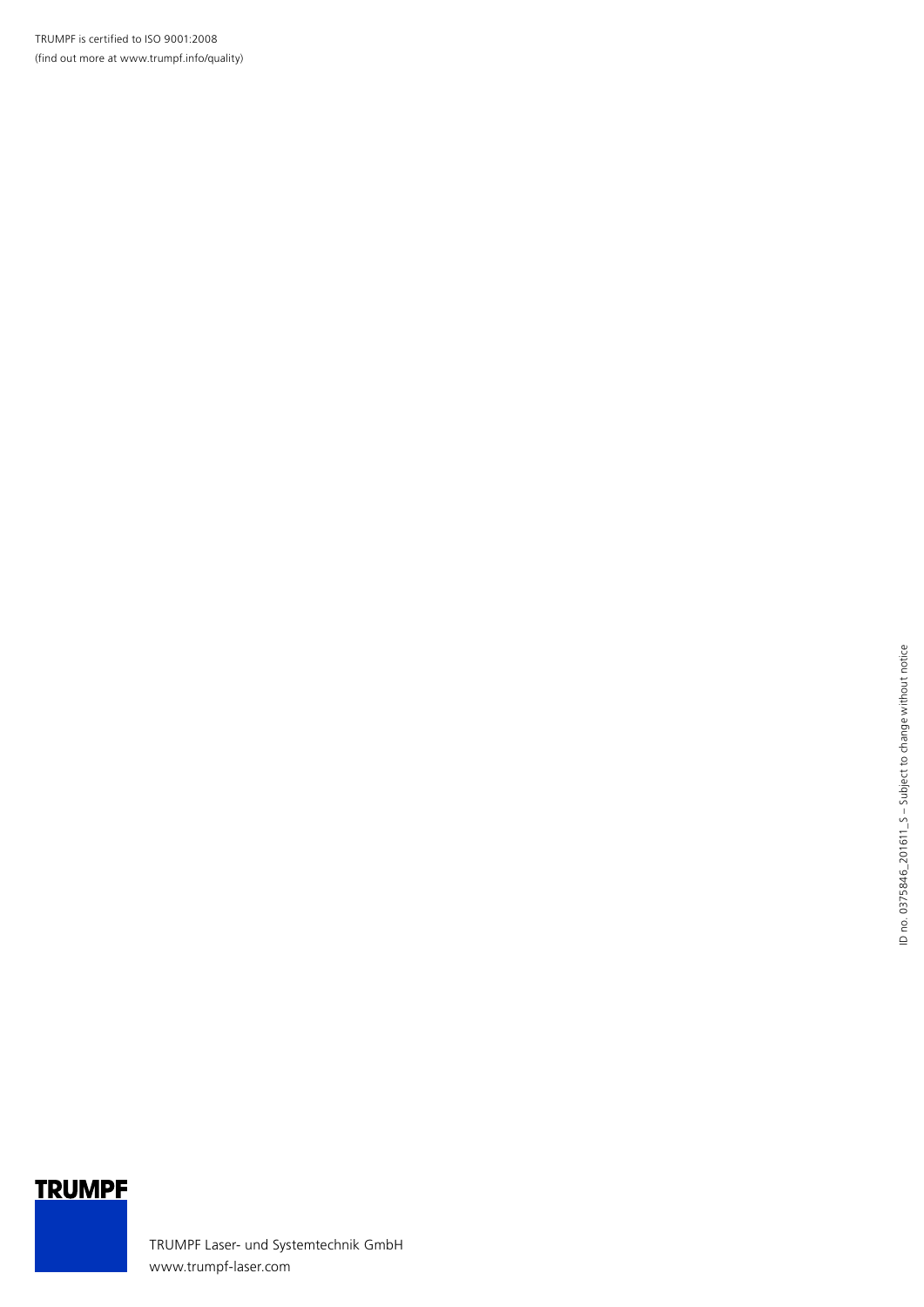TRUMPF is certified to ISO 9001:2008
(find out more at www.trumpf.info/quality)

ID no. 0375846_201611_S – Subject to change without notice

TRUMPF

TRUMPF Laser- und Systemtechnik GmbH
www.trumpf-laser.com